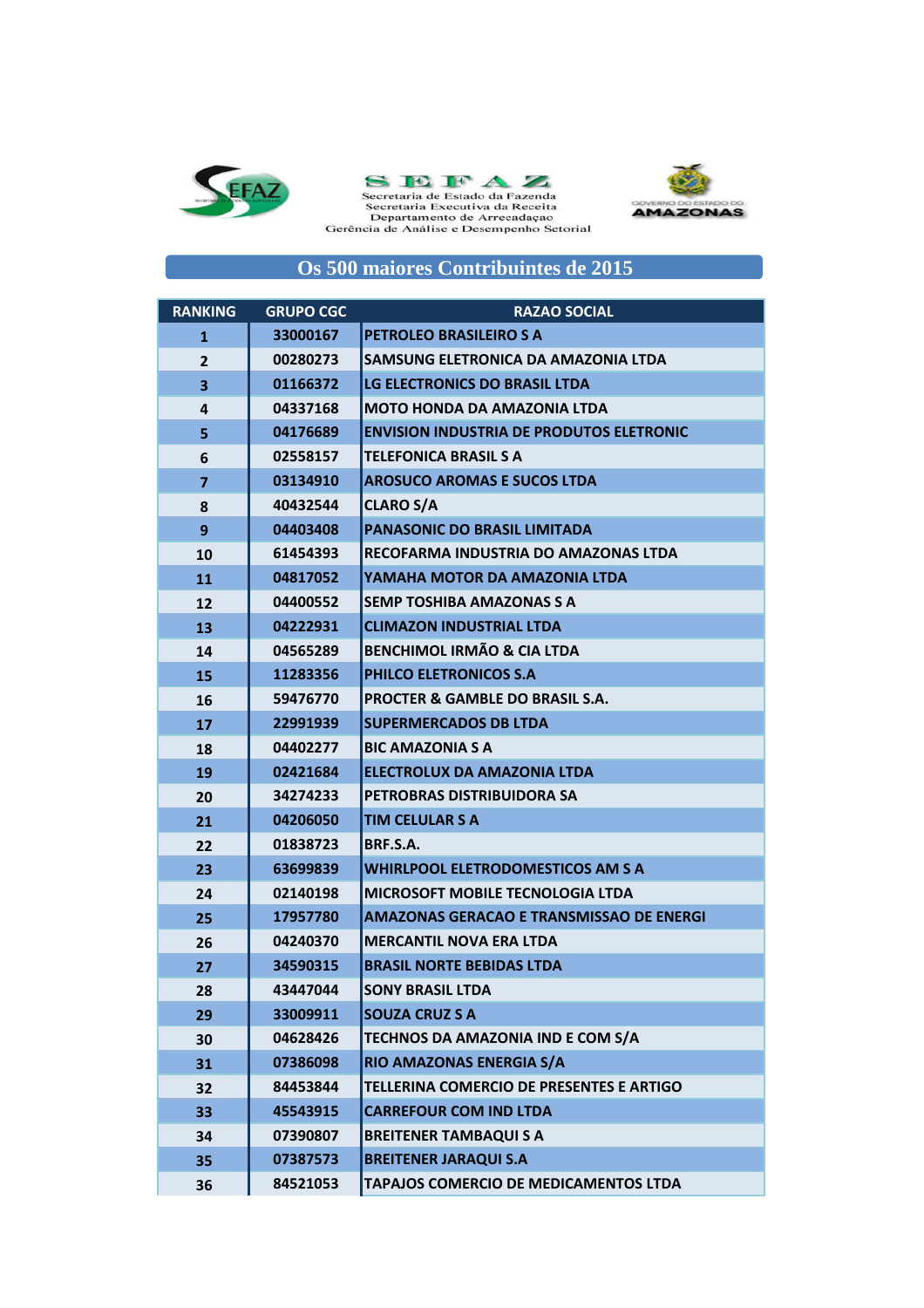SEFAZ

Secretaria de Estado da Fazenda
Secretaria Executiva da Receita
Departamento de Arrecadaçao
Gerência de Análise e Desempenho Setorial

GOVERNO DO ESTADO DO AMAZONAS

# Os 500 maiores Contribuintes de 2015

| RANKING | GRUPO CGC | RAZAO SOCIAL |
|---|---|---|
| 1 | 33000167 | PETROLEO BRASILEIRO S A |
| 2 | 00280273 | SAMSUNG ELETRONICA DA AMAZONIA LTDA |
| 3 | 01166372 | LG ELECTRONICS DO BRASIL LTDA |
| 4 | 04337168 | MOTO HONDA DA AMAZONIA LTDA |
| 5 | 04176689 | ENVISION INDUSTRIA DE PRODUTOS ELETRONIC |
| 6 | 02558157 | TELEFONICA BRASIL S A |
| 7 | 03134910 | AROSUCO AROMAS E SUCOS LTDA |
| 8 | 40432544 | CLARO S/A |
| 9 | 04403408 | PANASONIC DO BRASIL LIMITADA |
| 10 | 61454393 | RECOFARMA INDUSTRIA DO AMAZONAS LTDA |
| 11 | 04817052 | YAMAHA MOTOR DA AMAZONIA LTDA |
| 12 | 04400552 | SEMP TOSHIBA AMAZONAS S A |
| 13 | 04222931 | CLIMAZON INDUSTRIAL LTDA |
| 14 | 04565289 | BENCHIMOL IRMÃO & CIA LTDA |
| 15 | 11283356 | PHILCO ELETRONICOS S.A |
| 16 | 59476770 | PROCTER & GAMBLE DO BRASIL S.A. |
| 17 | 22991939 | SUPERMERCADOS DB LTDA |
| 18 | 04402277 | BIC AMAZONIA S A |
| 19 | 02421684 | ELECTROLUX DA AMAZONIA LTDA |
| 20 | 34274233 | PETROBRAS DISTRIBUIDORA SA |
| 21 | 04206050 | TIM CELULAR S A |
| 22 | 01838723 | BRF.S.A. |
| 23 | 63699839 | WHIRLPOOL ELETRODOMESTICOS AM S A |
| 24 | 02140198 | MICROSOFT MOBILE TECNOLOGIA LTDA |
| 25 | 17957780 | AMAZONAS GERACAO E TRANSMISSAO DE ENERGI |
| 26 | 04240370 | MERCANTIL NOVA ERA LTDA |
| 27 | 34590315 | BRASIL NORTE BEBIDAS LTDA |
| 28 | 43447044 | SONY BRASIL LTDA |
| 29 | 33009911 | SOUZA CRUZ S A |
| 30 | 04628426 | TECHNOS DA AMAZONIA IND E COM S/A |
| 31 | 07386098 | RIO AMAZONAS ENERGIA S/A |
| 32 | 84453844 | TELLERINA COMERCIO DE PRESENTES E ARTIGO |
| 33 | 45543915 | CARREFOUR COM IND LTDA |
| 34 | 07390807 | BREITENER TAMBAQUI S A |
| 35 | 07387573 | BREITENER JARAQUI S.A |
| 36 | 84521053 | TAPAJOS COMERCIO DE MEDICAMENTOS LTDA |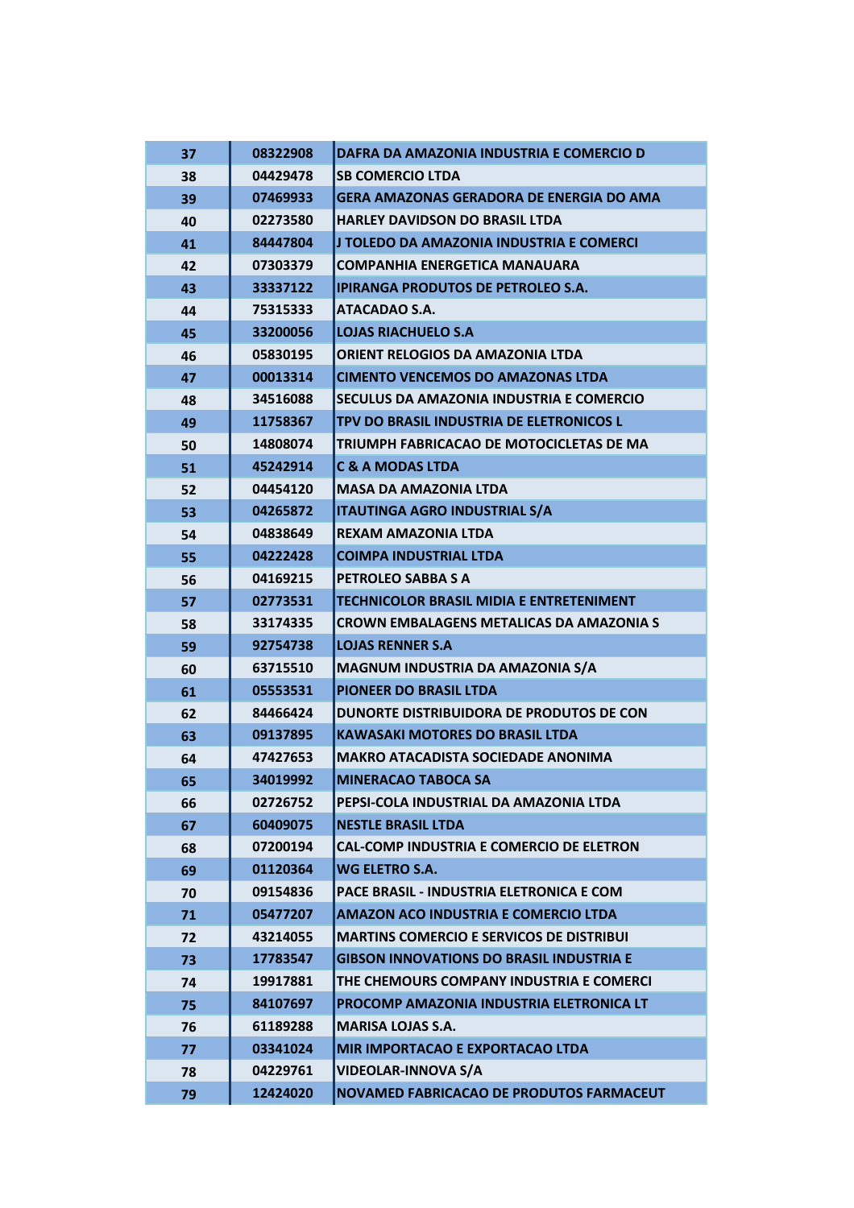| | | |
|---|---|---|
| 37 | 08322908 | DAFRA DA AMAZONIA INDUSTRIA E COMERCIO D |
| 38 | 04429478 | SB COMERCIO LTDA |
| 39 | 07469933 | GERA AMAZONAS GERADORA DE ENERGIA DO AMA |
| 40 | 02273580 | HARLEY DAVIDSON DO BRASIL LTDA |
| 41 | 84447804 | J TOLEDO DA AMAZONIA INDUSTRIA E COMERCI |
| 42 | 07303379 | COMPANHIA ENERGETICA MANAUARA |
| 43 | 33337122 | IPIRANGA PRODUTOS DE PETROLEO S.A. |
| 44 | 75315333 | ATACADAO S.A. |
| 45 | 33200056 | LOJAS RIACHUELO S.A |
| 46 | 05830195 | ORIENT RELOGIOS DA AMAZONIA LTDA |
| 47 | 00013314 | CIMENTO VENCEMOS DO AMAZONAS LTDA |
| 48 | 34516088 | SECULUS DA AMAZONIA INDUSTRIA E COMERCIO |
| 49 | 11758367 | TPV DO BRASIL INDUSTRIA DE ELETRONICOS L |
| 50 | 14808074 | TRIUMPH FABRICACAO DE MOTOCICLETAS DE MA |
| 51 | 45242914 | C & A MODAS LTDA |
| 52 | 04454120 | MASA DA AMAZONIA LTDA |
| 53 | 04265872 | ITAUTINGA AGRO INDUSTRIAL S/A |
| 54 | 04838649 | REXAM AMAZONIA LTDA |
| 55 | 04222428 | COIMPA INDUSTRIAL LTDA |
| 56 | 04169215 | PETROLEO SABBA S A |
| 57 | 02773531 | TECHNICOLOR BRASIL MIDIA E ENTRETENIMENT |
| 58 | 33174335 | CROWN EMBALAGENS METALICAS DA AMAZONIA S |
| 59 | 92754738 | LOJAS RENNER S.A |
| 60 | 63715510 | MAGNUM INDUSTRIA DA AMAZONIA S/A |
| 61 | 05553531 | PIONEER DO BRASIL LTDA |
| 62 | 84466424 | DUNORTE DISTRIBUIDORA DE PRODUTOS DE CON |
| 63 | 09137895 | KAWASAKI MOTORES DO BRASIL LTDA |
| 64 | 47427653 | MAKRO ATACADISTA SOCIEDADE ANONIMA |
| 65 | 34019992 | MINERACAO TABOCA SA |
| 66 | 02726752 | PEPSI-COLA INDUSTRIAL DA AMAZONIA LTDA |
| 67 | 60409075 | NESTLE BRASIL LTDA |
| 68 | 07200194 | CAL-COMP INDUSTRIA E COMERCIO DE ELETRON |
| 69 | 01120364 | WG ELETRO S.A. |
| 70 | 09154836 | PACE BRASIL - INDUSTRIA ELETRONICA E COM |
| 71 | 05477207 | AMAZON ACO INDUSTRIA E COMERCIO LTDA |
| 72 | 43214055 | MARTINS COMERCIO E SERVICOS DE DISTRIBUI |
| 73 | 17783547 | GIBSON INNOVATIONS DO BRASIL INDUSTRIA E |
| 74 | 19917881 | THE CHEMOURS COMPANY INDUSTRIA E COMERCI |
| 75 | 84107697 | PROCOMP AMAZONIA INDUSTRIA ELETRONICA LT |
| 76 | 61189288 | MARISA LOJAS S.A. |
| 77 | 03341024 | MIR IMPORTACAO E EXPORTACAO LTDA |
| 78 | 04229761 | VIDEOLAR-INNOVA S/A |
| 79 | 12424020 | NOVAMED FABRICACAO DE PRODUTOS FARMACEUT |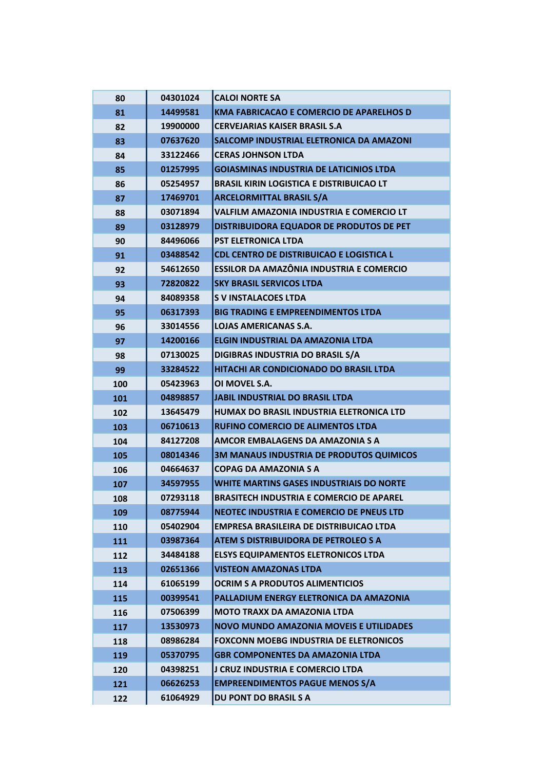| | | |
|---|---|---|
| 80 | 04301024 | CALOI NORTE SA |
| 81 | 14499581 | KMA FABRICACAO E COMERCIO DE APARELHOS D |
| 82 | 19900000 | CERVEJARIAS KAISER BRASIL S.A |
| 83 | 07637620 | SALCOMP INDUSTRIAL ELETRONICA DA AMAZONI |
| 84 | 33122466 | CERAS JOHNSON LTDA |
| 85 | 01257995 | GOIASMINAS INDUSTRIA DE LATICINIOS LTDA |
| 86 | 05254957 | BRASIL KIRIN LOGISTICA E DISTRIBUICAO LT |
| 87 | 17469701 | ARCELORMITTAL BRASIL S/A |
| 88 | 03071894 | VALFILM AMAZONIA INDUSTRIA E COMERCIO LT |
| 89 | 03128979 | DISTRIBUIDORA EQUADOR DE PRODUTOS DE PET |
| 90 | 84496066 | PST ELETRONICA LTDA |
| 91 | 03488542 | CDL CENTRO DE DISTRIBUICAO E LOGISTICA L |
| 92 | 54612650 | ESSILOR DA AMAZÔNIA INDUSTRIA E COMERCIO |
| 93 | 72820822 | SKY BRASIL SERVICOS LTDA |
| 94 | 84089358 | S V INSTALACOES LTDA |
| 95 | 06317393 | BIG TRADING E EMPREENDIMENTOS LTDA |
| 96 | 33014556 | LOJAS AMERICANAS S.A. |
| 97 | 14200166 | ELGIN INDUSTRIAL DA AMAZONIA LTDA |
| 98 | 07130025 | DIGIBRAS INDUSTRIA DO BRASIL S/A |
| 99 | 33284522 | HITACHI AR CONDICIONADO DO BRASIL LTDA |
| 100 | 05423963 | OI MOVEL S.A. |
| 101 | 04898857 | JABIL INDUSTRIAL DO BRASIL LTDA |
| 102 | 13645479 | HUMAX DO BRASIL INDUSTRIA ELETRONICA LTD |
| 103 | 06710613 | RUFINO COMERCIO DE ALIMENTOS LTDA |
| 104 | 84127208 | AMCOR EMBALAGENS DA AMAZONIA S A |
| 105 | 08014346 | 3M MANAUS INDUSTRIA DE PRODUTOS QUIMICOS |
| 106 | 04664637 | COPAG DA AMAZONIA S A |
| 107 | 34597955 | WHITE MARTINS GASES INDUSTRIAIS DO NORTE |
| 108 | 07293118 | BRASITECH INDUSTRIA E COMERCIO DE APAREL |
| 109 | 08775944 | NEOTEC INDUSTRIA E COMERCIO DE PNEUS LTD |
| 110 | 05402904 | EMPRESA BRASILEIRA DE DISTRIBUICAO LTDA |
| 111 | 03987364 | ATEM S DISTRIBUIDORA DE PETROLEO S A |
| 112 | 34484188 | ELSYS EQUIPAMENTOS ELETRONICOS LTDA |
| 113 | 02651366 | VISTEON AMAZONAS LTDA |
| 114 | 61065199 | OCRIM S A PRODUTOS ALIMENTICIOS |
| 115 | 00399541 | PALLADIUM ENERGY ELETRONICA DA AMAZONIA |
| 116 | 07506399 | MOTO TRAXX DA AMAZONIA LTDA |
| 117 | 13530973 | NOVO MUNDO AMAZONIA MOVEIS E UTILIDADES |
| 118 | 08986284 | FOXCONN MOEBG INDUSTRIA DE ELETRONICOS |
| 119 | 05370795 | GBR COMPONENTES DA AMAZONIA LTDA |
| 120 | 04398251 | J CRUZ INDUSTRIA E COMERCIO LTDA |
| 121 | 06626253 | EMPREENDIMENTOS PAGUE MENOS S/A |
| 122 | 61064929 | DU PONT DO BRASIL S A |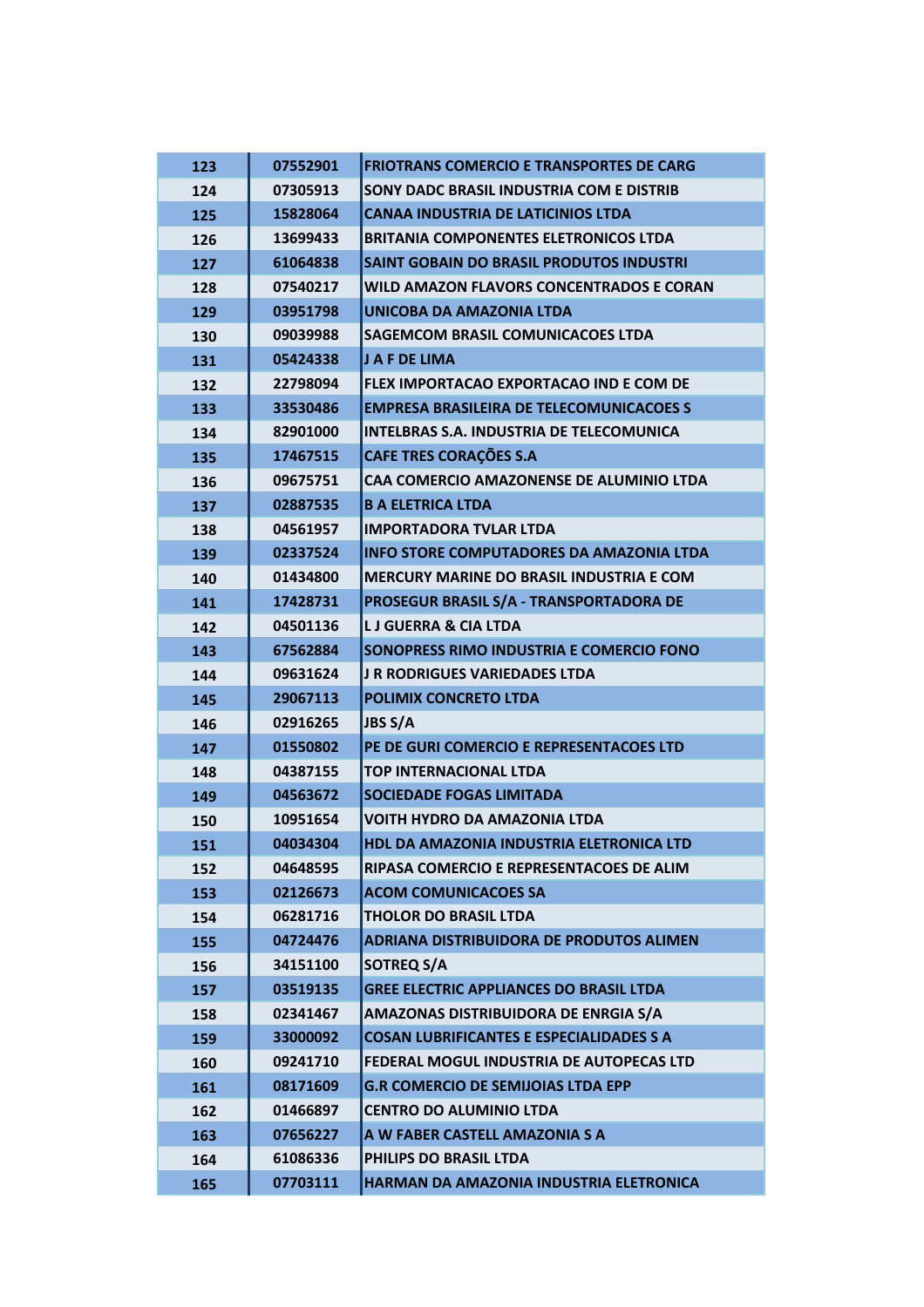| 123 | 07552901 | FRIOTRANS COMERCIO E TRANSPORTES DE CARG |
|---|---|---|
| 124 | 07305913 | SONY DADC BRASIL INDUSTRIA COM E DISTRIB |
| 125 | 15828064 | CANAA INDUSTRIA DE LATICINIOS LTDA |
| 126 | 13699433 | BRITANIA COMPONENTES ELETRONICOS LTDA |
| 127 | 61064838 | SAINT GOBAIN DO BRASIL PRODUTOS INDUSTRI |
| 128 | 07540217 | WILD AMAZON FLAVORS CONCENTRADOS E CORAN |
| 129 | 03951798 | UNICOBA DA AMAZONIA LTDA |
| 130 | 09039988 | SAGEMCOM BRASIL COMUNICACOES LTDA |
| 131 | 05424338 | J A F DE LIMA |
| 132 | 22798094 | FLEX IMPORTACAO EXPORTACAO IND E COM DE |
| 133 | 33530486 | EMPRESA BRASILEIRA DE TELECOMUNICACOES S |
| 134 | 82901000 | INTELBRAS S.A. INDUSTRIA DE TELECOMUNICA |
| 135 | 17467515 | CAFE TRES CORAÇÕES S.A |
| 136 | 09675751 | CAA COMERCIO AMAZONENSE DE ALUMINIO LTDA |
| 137 | 02887535 | B A ELETRICA LTDA |
| 138 | 04561957 | IMPORTADORA TVLAR LTDA |
| 139 | 02337524 | INFO STORE COMPUTADORES DA AMAZONIA LTDA |
| 140 | 01434800 | MERCURY MARINE DO BRASIL INDUSTRIA E COM |
| 141 | 17428731 | PROSEGUR BRASIL S/A - TRANSPORTADORA DE |
| 142 | 04501136 | L J GUERRA & CIA LTDA |
| 143 | 67562884 | SONOPRESS RIMO INDUSTRIA E COMERCIO FONO |
| 144 | 09631624 | J R RODRIGUES VARIEDADES LTDA |
| 145 | 29067113 | POLIMIX CONCRETO LTDA |
| 146 | 02916265 | JBS S/A |
| 147 | 01550802 | PE DE GURI COMERCIO E REPRESENTACOES LTD |
| 148 | 04387155 | TOP INTERNACIONAL LTDA |
| 149 | 04563672 | SOCIEDADE FOGAS LIMITADA |
| 150 | 10951654 | VOITH HYDRO DA AMAZONIA LTDA |
| 151 | 04034304 | HDL DA AMAZONIA INDUSTRIA ELETRONICA LTD |
| 152 | 04648595 | RIPASA COMERCIO E REPRESENTACOES DE ALIM |
| 153 | 02126673 | ACOM COMUNICACOES SA |
| 154 | 06281716 | THOLOR DO BRASIL LTDA |
| 155 | 04724476 | ADRIANA DISTRIBUIDORA DE PRODUTOS ALIMEN |
| 156 | 34151100 | SOTREQ S/A |
| 157 | 03519135 | GREE ELECTRIC APPLIANCES DO BRASIL LTDA |
| 158 | 02341467 | AMAZONAS DISTRIBUIDORA DE ENRGIA S/A |
| 159 | 33000092 | COSAN LUBRIFICANTES E ESPECIALIDADES S A |
| 160 | 09241710 | FEDERAL MOGUL INDUSTRIA DE AUTOPECAS LTD |
| 161 | 08171609 | G.R COMERCIO DE SEMIJOIAS LTDA EPP |
| 162 | 01466897 | CENTRO DO ALUMINIO LTDA |
| 163 | 07656227 | A W FABER CASTELL AMAZONIA S A |
| 164 | 61086336 | PHILIPS DO BRASIL LTDA |
| 165 | 07703111 | HARMAN DA AMAZONIA INDUSTRIA ELETRONICA |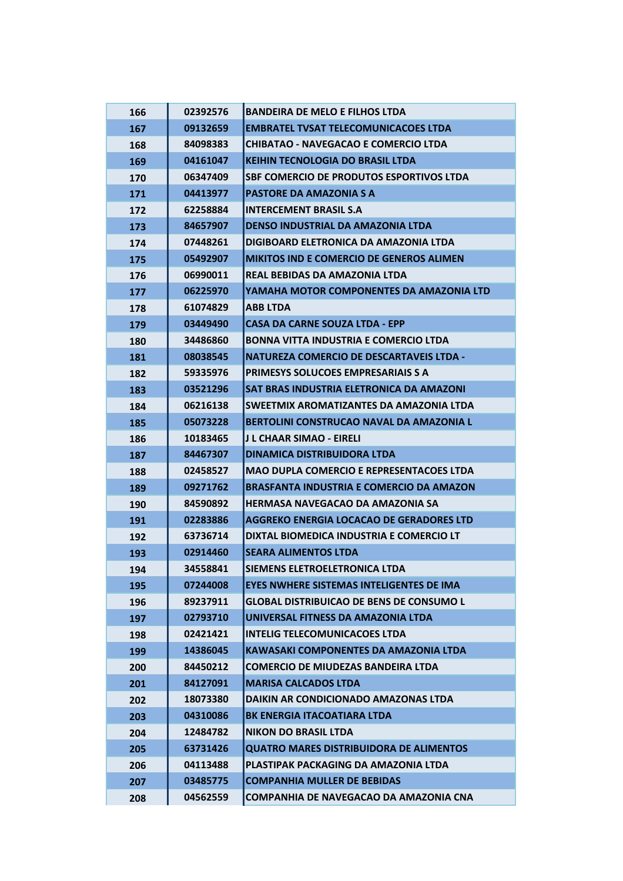| | | |
|---|---|---|
| 166 | 02392576 | BANDEIRA DE MELO E FILHOS LTDA |
| 167 | 09132659 | EMBRATEL TVSAT TELECOMUNICACOES LTDA |
| 168 | 84098383 | CHIBATAO - NAVEGACAO E COMERCIO LTDA |
| 169 | 04161047 | KEIHIN TECNOLOGIA DO BRASIL LTDA |
| 170 | 06347409 | SBF COMERCIO DE PRODUTOS ESPORTIVOS LTDA |
| 171 | 04413977 | PASTORE DA AMAZONIA S A |
| 172 | 62258884 | INTERCEMENT BRASIL S.A |
| 173 | 84657907 | DENSO INDUSTRIAL DA AMAZONIA LTDA |
| 174 | 07448261 | DIGIBOARD ELETRONICA DA AMAZONIA LTDA |
| 175 | 05492907 | MIKITOS IND E COMERCIO DE GENEROS ALIMEN |
| 176 | 06990011 | REAL BEBIDAS DA AMAZONIA LTDA |
| 177 | 06225970 | YAMAHA MOTOR COMPONENTES DA AMAZONIA LTD |
| 178 | 61074829 | ABB LTDA |
| 179 | 03449490 | CASA DA CARNE SOUZA LTDA - EPP |
| 180 | 34486860 | BONNA VITTA INDUSTRIA E COMERCIO LTDA |
| 181 | 08038545 | NATUREZA COMERCIO DE DESCARTAVEIS LTDA - |
| 182 | 59335976 | PRIMESYS SOLUCOES EMPRESARIAIS S A |
| 183 | 03521296 | SAT BRAS INDUSTRIA ELETRONICA DA AMAZONI |
| 184 | 06216138 | SWEETMIX AROMATIZANTES DA AMAZONIA LTDA |
| 185 | 05073228 | BERTOLINI CONSTRUCAO NAVAL DA AMAZONIA L |
| 186 | 10183465 | J L CHAAR SIMAO - EIRELI |
| 187 | 84467307 | DINAMICA DISTRIBUIDORA LTDA |
| 188 | 02458527 | MAO DUPLA COMERCIO E REPRESENTACOES LTDA |
| 189 | 09271762 | BRASFANTA INDUSTRIA E COMERCIO DA AMAZON |
| 190 | 84590892 | HERMASA NAVEGACAO DA AMAZONIA SA |
| 191 | 02283886 | AGGREKO ENERGIA LOCACAO DE GERADORES LTD |
| 192 | 63736714 | DIXTAL BIOMEDICA INDUSTRIA E COMERCIO LT |
| 193 | 02914460 | SEARA ALIMENTOS LTDA |
| 194 | 34558841 | SIEMENS ELETROELETRONICA LTDA |
| 195 | 07244008 | EYES NWHERE SISTEMAS INTELIGENTES DE IMA |
| 196 | 89237911 | GLOBAL DISTRIBUICAO DE BENS DE CONSUMO L |
| 197 | 02793710 | UNIVERSAL FITNESS DA AMAZONIA LTDA |
| 198 | 02421421 | INTELIG TELECOMUNICACOES LTDA |
| 199 | 14386045 | KAWASAKI COMPONENTES DA AMAZONIA LTDA |
| 200 | 84450212 | COMERCIO DE MIUDEZAS BANDEIRA LTDA |
| 201 | 84127091 | MARISA CALCADOS LTDA |
| 202 | 18073380 | DAIKIN AR CONDICIONADO AMAZONAS LTDA |
| 203 | 04310086 | BK ENERGIA ITACOATIARA LTDA |
| 204 | 12484782 | NIKON DO BRASIL LTDA |
| 205 | 63731426 | QUATRO MARES DISTRIBUIDORA DE ALIMENTOS |
| 206 | 04113488 | PLASTIPAK PACKAGING DA AMAZONIA LTDA |
| 207 | 03485775 | COMPANHIA MULLER DE BEBIDAS |
| 208 | 04562559 | COMPANHIA DE NAVEGACAO DA AMAZONIA CNA |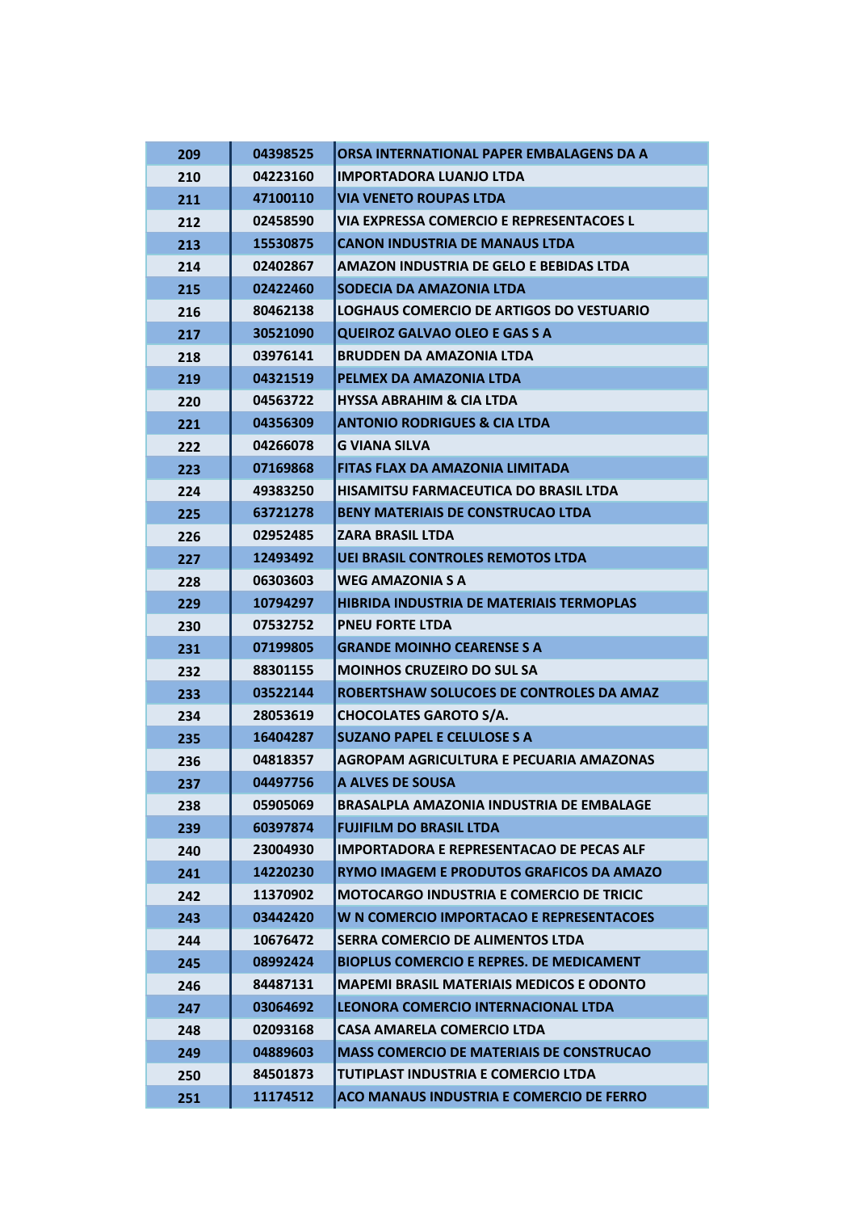| | | |
|---|---|---|
| 209 | 04398525 | ORSA INTERNATIONAL PAPER EMBALAGENS DA A |
| 210 | 04223160 | IMPORTADORA LUANJO LTDA |
| 211 | 47100110 | VIA VENETO ROUPAS LTDA |
| 212 | 02458590 | VIA EXPRESSA COMERCIO E REPRESENTACOES L |
| 213 | 15530875 | CANON INDUSTRIA DE MANAUS LTDA |
| 214 | 02402867 | AMAZON INDUSTRIA DE GELO E BEBIDAS LTDA |
| 215 | 02422460 | SODECIA DA AMAZONIA LTDA |
| 216 | 80462138 | LOGHAUS COMERCIO DE ARTIGOS DO VESTUARIO |
| 217 | 30521090 | QUEIROZ GALVAO OLEO E GAS S A |
| 218 | 03976141 | BRUDDEN DA AMAZONIA LTDA |
| 219 | 04321519 | PELMEX DA AMAZONIA LTDA |
| 220 | 04563722 | HYSSA ABRAHIM & CIA LTDA |
| 221 | 04356309 | ANTONIO RODRIGUES & CIA LTDA |
| 222 | 04266078 | G VIANA SILVA |
| 223 | 07169868 | FITAS FLAX DA AMAZONIA LIMITADA |
| 224 | 49383250 | HISAMITSU FARMACEUTICA DO BRASIL LTDA |
| 225 | 63721278 | BENY MATERIAIS DE CONSTRUCAO LTDA |
| 226 | 02952485 | ZARA BRASIL LTDA |
| 227 | 12493492 | UEI BRASIL CONTROLES REMOTOS LTDA |
| 228 | 06303603 | WEG AMAZONIA S A |
| 229 | 10794297 | HIBRIDA INDUSTRIA DE MATERIAIS TERMOPLAS |
| 230 | 07532752 | PNEU FORTE LTDA |
| 231 | 07199805 | GRANDE MOINHO CEARENSE S A |
| 232 | 88301155 | MOINHOS CRUZEIRO DO SUL SA |
| 233 | 03522144 | ROBERTSHAW SOLUCOES DE CONTROLES DA AMAZ |
| 234 | 28053619 | CHOCOLATES GAROTO S/A. |
| 235 | 16404287 | SUZANO PAPEL E CELULOSE S A |
| 236 | 04818357 | AGROPAM AGRICULTURA E PECUARIA AMAZONAS |
| 237 | 04497756 | A ALVES DE SOUSA |
| 238 | 05905069 | BRASALPLA AMAZONIA INDUSTRIA DE EMBALAGE |
| 239 | 60397874 | FUJIFILM DO BRASIL LTDA |
| 240 | 23004930 | IMPORTADORA E REPRESENTACAO DE PECAS ALF |
| 241 | 14220230 | RYMO IMAGEM E PRODUTOS GRAFICOS DA AMAZO |
| 242 | 11370902 | MOTOCARGO INDUSTRIA E COMERCIO DE TRICIC |
| 243 | 03442420 | W N COMERCIO IMPORTACAO E REPRESENTACOES |
| 244 | 10676472 | SERRA COMERCIO DE ALIMENTOS LTDA |
| 245 | 08992424 | BIOPLUS COMERCIO E REPRES. DE MEDICAMENT |
| 246 | 84487131 | MAPEMI BRASIL MATERIAIS MEDICOS E ODONTO |
| 247 | 03064692 | LEONORA COMERCIO INTERNACIONAL LTDA |
| 248 | 02093168 | CASA AMARELA COMERCIO LTDA |
| 249 | 04889603 | MASS COMERCIO DE MATERIAIS DE CONSTRUCAO |
| 250 | 84501873 | TUTIPLAST INDUSTRIA E COMERCIO LTDA |
| 251 | 11174512 | ACO MANAUS INDUSTRIA E COMERCIO DE FERRO |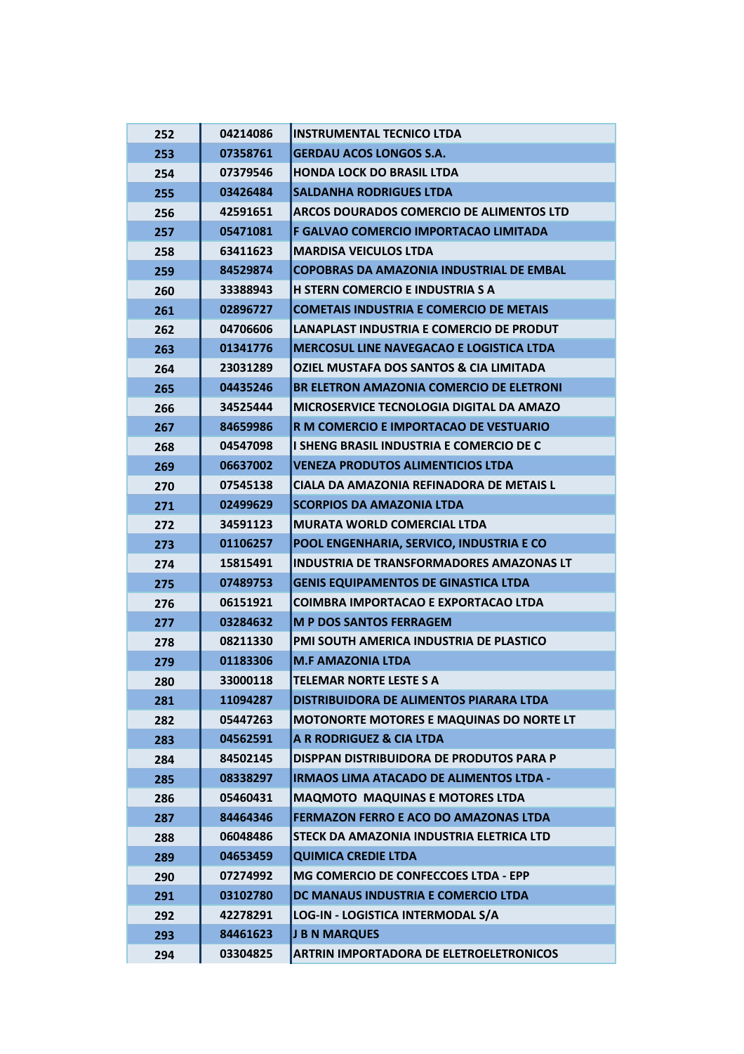| | | |
|---|---|---|
| 252 | 04214086 | INSTRUMENTAL TECNICO LTDA |
| 253 | 07358761 | GERDAU ACOS LONGOS S.A. |
| 254 | 07379546 | HONDA LOCK DO BRASIL LTDA |
| 255 | 03426484 | SALDANHA RODRIGUES LTDA |
| 256 | 42591651 | ARCOS DOURADOS COMERCIO DE ALIMENTOS LTD |
| 257 | 05471081 | F GALVAO COMERCIO IMPORTACAO LIMITADA |
| 258 | 63411623 | MARDISA VEICULOS LTDA |
| 259 | 84529874 | COPOBRAS DA AMAZONIA INDUSTRIAL DE EMBAL |
| 260 | 33388943 | H STERN COMERCIO E INDUSTRIA S A |
| 261 | 02896727 | COMETAIS INDUSTRIA E COMERCIO DE METAIS |
| 262 | 04706606 | LANAPLAST INDUSTRIA E COMERCIO DE PRODUT |
| 263 | 01341776 | MERCOSUL LINE NAVEGACAO E LOGISTICA LTDA |
| 264 | 23031289 | OZIEL MUSTAFA DOS SANTOS & CIA LIMITADA |
| 265 | 04435246 | BR ELETRON AMAZONIA COMERCIO DE ELETRONI |
| 266 | 34525444 | MICROSERVICE TECNOLOGIA DIGITAL DA AMAZO |
| 267 | 84659986 | R M COMERCIO E IMPORTACAO DE VESTUARIO |
| 268 | 04547098 | I SHENG BRASIL INDUSTRIA E COMERCIO DE C |
| 269 | 06637002 | VENEZA PRODUTOS ALIMENTICIOS LTDA |
| 270 | 07545138 | CIALA DA AMAZONIA REFINADORA DE METAIS L |
| 271 | 02499629 | SCORPIOS DA AMAZONIA LTDA |
| 272 | 34591123 | MURATA WORLD COMERCIAL LTDA |
| 273 | 01106257 | POOL ENGENHARIA, SERVICO, INDUSTRIA E CO |
| 274 | 15815491 | INDUSTRIA DE TRANSFORMADORES AMAZONAS LT |
| 275 | 07489753 | GENIS EQUIPAMENTOS DE GINASTICA LTDA |
| 276 | 06151921 | COIMBRA IMPORTACAO E EXPORTACAO LTDA |
| 277 | 03284632 | M P DOS SANTOS FERRAGEM |
| 278 | 08211330 | PMI SOUTH AMERICA INDUSTRIA DE PLASTICO |
| 279 | 01183306 | M.F AMAZONIA LTDA |
| 280 | 33000118 | TELEMAR NORTE LESTE S A |
| 281 | 11094287 | DISTRIBUIDORA DE ALIMENTOS PIARARA LTDA |
| 282 | 05447263 | MOTONORTE MOTORES E MAQUINAS DO NORTE LT |
| 283 | 04562591 | A R RODRIGUEZ & CIA LTDA |
| 284 | 84502145 | DISPPAN DISTRIBUIDORA DE PRODUTOS PARA P |
| 285 | 08338297 | IRMAOS LIMA ATACADO DE ALIMENTOS LTDA - |
| 286 | 05460431 | MAQMOTO MAQUINAS E MOTORES LTDA |
| 287 | 84464346 | FERMAZON FERRO E ACO DO AMAZONAS LTDA |
| 288 | 06048486 | STECK DA AMAZONIA INDUSTRIA ELETRICA LTD |
| 289 | 04653459 | QUIMICA CREDIE LTDA |
| 290 | 07274992 | MG COMERCIO DE CONFECCOES LTDA - EPP |
| 291 | 03102780 | DC MANAUS INDUSTRIA E COMERCIO LTDA |
| 292 | 42278291 | LOG-IN - LOGISTICA INTERMODAL S/A |
| 293 | 84461623 | J B N MARQUES |
| 294 | 03304825 | ARTRIN IMPORTADORA DE ELETROELETRONICOS |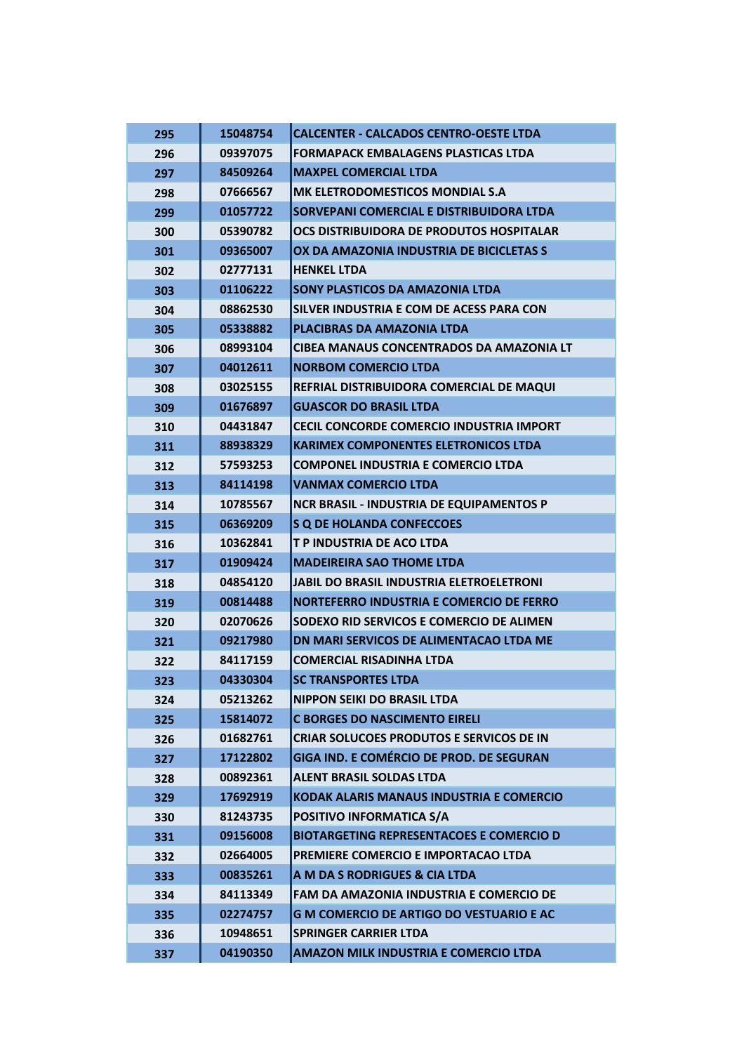| | | |
|---|---|---|
| 295 | 15048754 | CALCENTER - CALCADOS CENTRO-OESTE LTDA |
| 296 | 09397075 | FORMAPACK EMBALAGENS PLASTICAS LTDA |
| 297 | 84509264 | MAXPEL COMERCIAL LTDA |
| 298 | 07666567 | MK ELETRODOMESTICOS MONDIAL S.A |
| 299 | 01057722 | SORVEPANI COMERCIAL E DISTRIBUIDORA LTDA |
| 300 | 05390782 | OCS DISTRIBUIDORA DE PRODUTOS HOSPITALAR |
| 301 | 09365007 | OX DA AMAZONIA INDUSTRIA DE BICICLETAS S |
| 302 | 02777131 | HENKEL LTDA |
| 303 | 01106222 | SONY PLASTICOS DA AMAZONIA LTDA |
| 304 | 08862530 | SILVER INDUSTRIA E COM DE ACESS PARA CON |
| 305 | 05338882 | PLACIBRAS DA AMAZONIA LTDA |
| 306 | 08993104 | CIBEA MANAUS CONCENTRADOS DA AMAZONIA LT |
| 307 | 04012611 | NORBOM COMERCIO LTDA |
| 308 | 03025155 | REFRIAL DISTRIBUIDORA COMERCIAL DE MAQUI |
| 309 | 01676897 | GUASCOR DO BRASIL LTDA |
| 310 | 04431847 | CECIL CONCORDE COMERCIO INDUSTRIA IMPORT |
| 311 | 88938329 | KARIMEX COMPONENTES ELETRONICOS LTDA |
| 312 | 57593253 | COMPONEL INDUSTRIA E COMERCIO LTDA |
| 313 | 84114198 | VANMAX COMERCIO LTDA |
| 314 | 10785567 | NCR BRASIL - INDUSTRIA DE EQUIPAMENTOS P |
| 315 | 06369209 | S Q DE HOLANDA CONFECCOES |
| 316 | 10362841 | T P INDUSTRIA DE ACO LTDA |
| 317 | 01909424 | MADEIREIRA SAO THOME LTDA |
| 318 | 04854120 | JABIL DO BRASIL INDUSTRIA ELETROELETRONI |
| 319 | 00814488 | NORTEFERRO INDUSTRIA E COMERCIO DE FERRO |
| 320 | 02070626 | SODEXO RID SERVICOS E COMERCIO DE ALIMEN |
| 321 | 09217980 | DN MARI SERVICOS DE ALIMENTACAO LTDA ME |
| 322 | 84117159 | COMERCIAL RISADINHA LTDA |
| 323 | 04330304 | SC TRANSPORTES LTDA |
| 324 | 05213262 | NIPPON SEIKI DO BRASIL LTDA |
| 325 | 15814072 | C BORGES DO NASCIMENTO EIRELI |
| 326 | 01682761 | CRIAR SOLUCOES PRODUTOS E SERVICOS DE IN |
| 327 | 17122802 | GIGA IND. E COMÉRCIO DE PROD. DE SEGURAN |
| 328 | 00892361 | ALENT BRASIL SOLDAS LTDA |
| 329 | 17692919 | KODAK ALARIS MANAUS INDUSTRIA E COMERCIO |
| 330 | 81243735 | POSITIVO INFORMATICA S/A |
| 331 | 09156008 | BIOTARGETING REPRESENTACOES E COMERCIO D |
| 332 | 02664005 | PREMIERE COMERCIO E IMPORTACAO LTDA |
| 333 | 00835261 | A M DA S RODRIGUES & CIA LTDA |
| 334 | 84113349 | FAM DA AMAZONIA INDUSTRIA E COMERCIO DE |
| 335 | 02274757 | G M COMERCIO DE ARTIGO DO VESTUARIO E AC |
| 336 | 10948651 | SPRINGER CARRIER LTDA |
| 337 | 04190350 | AMAZON MILK INDUSTRIA E COMERCIO LTDA |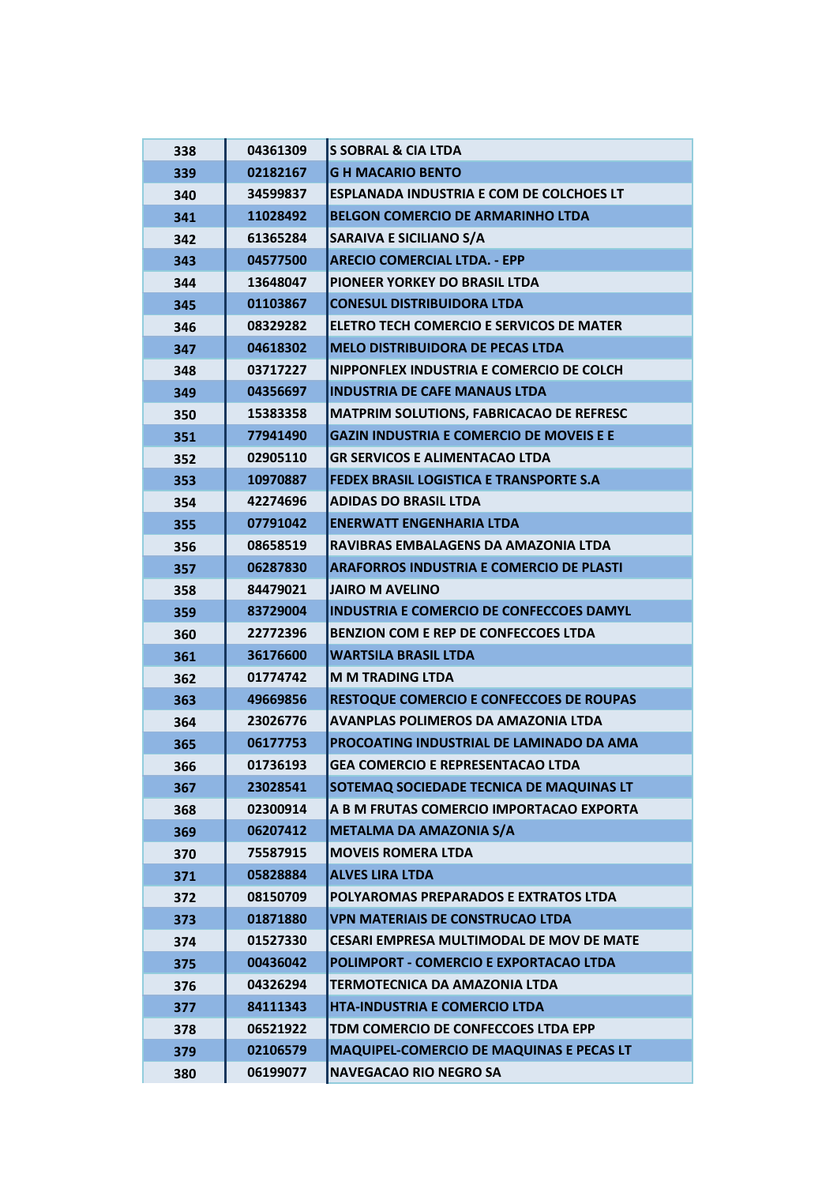| | | |
|---|---|---|
| 338 | 04361309 | S SOBRAL & CIA LTDA |
| 339 | 02182167 | G H MACARIO BENTO |
| 340 | 34599837 | ESPLANADA INDUSTRIA E COM DE COLCHOES LT |
| 341 | 11028492 | BELGON COMERCIO DE ARMARINHO LTDA |
| 342 | 61365284 | SARAIVA E SICILIANO S/A |
| 343 | 04577500 | ARECIO COMERCIAL LTDA. - EPP |
| 344 | 13648047 | PIONEER YORKEY DO BRASIL LTDA |
| 345 | 01103867 | CONESUL DISTRIBUIDORA LTDA |
| 346 | 08329282 | ELETRO TECH COMERCIO E SERVICOS DE MATER |
| 347 | 04618302 | MELO DISTRIBUIDORA DE PECAS LTDA |
| 348 | 03717227 | NIPPONFLEX INDUSTRIA E COMERCIO DE COLCH |
| 349 | 04356697 | INDUSTRIA DE CAFE MANAUS LTDA |
| 350 | 15383358 | MATPRIM SOLUTIONS, FABRICACAO DE REFRESC |
| 351 | 77941490 | GAZIN INDUSTRIA E COMERCIO DE MOVEIS E E |
| 352 | 02905110 | GR SERVICOS E ALIMENTACAO LTDA |
| 353 | 10970887 | FEDEX BRASIL LOGISTICA E TRANSPORTE S.A |
| 354 | 42274696 | ADIDAS DO BRASIL LTDA |
| 355 | 07791042 | ENERWATT ENGENHARIA LTDA |
| 356 | 08658519 | RAVIBRAS EMBALAGENS DA AMAZONIA LTDA |
| 357 | 06287830 | ARAFORROS INDUSTRIA E COMERCIO DE PLASTI |
| 358 | 84479021 | JAIRO M AVELINO |
| 359 | 83729004 | INDUSTRIA E COMERCIO DE CONFECCOES DAMYL |
| 360 | 22772396 | BENZION COM E REP DE CONFECCOES LTDA |
| 361 | 36176600 | WARTSILA BRASIL LTDA |
| 362 | 01774742 | M M TRADING LTDA |
| 363 | 49669856 | RESTOQUE COMERCIO E CONFECCOES DE ROUPAS |
| 364 | 23026776 | AVANPLAS POLIMEROS DA AMAZONIA LTDA |
| 365 | 06177753 | PROCOATING INDUSTRIAL DE LAMINADO DA AMA |
| 366 | 01736193 | GEA COMERCIO E REPRESENTACAO LTDA |
| 367 | 23028541 | SOTEMAQ SOCIEDADE TECNICA DE MAQUINAS LT |
| 368 | 02300914 | A B M FRUTAS COMERCIO IMPORTACAO EXPORTA |
| 369 | 06207412 | METALMA DA AMAZONIA S/A |
| 370 | 75587915 | MOVEIS ROMERA LTDA |
| 371 | 05828884 | ALVES LIRA LTDA |
| 372 | 08150709 | POLYAROMAS PREPARADOS E EXTRATOS LTDA |
| 373 | 01871880 | VPN MATERIAIS DE CONSTRUCAO LTDA |
| 374 | 01527330 | CESARI EMPRESA MULTIMODAL DE MOV DE MATE |
| 375 | 00436042 | POLIMPORT - COMERCIO E EXPORTACAO LTDA |
| 376 | 04326294 | TERMOTECNICA DA AMAZONIA LTDA |
| 377 | 84111343 | HTA-INDUSTRIA E COMERCIO LTDA |
| 378 | 06521922 | TDM COMERCIO DE CONFECCOES LTDA EPP |
| 379 | 02106579 | MAQUIPEL-COMERCIO DE MAQUINAS E PECAS LT |
| 380 | 06199077 | NAVEGACAO RIO NEGRO SA |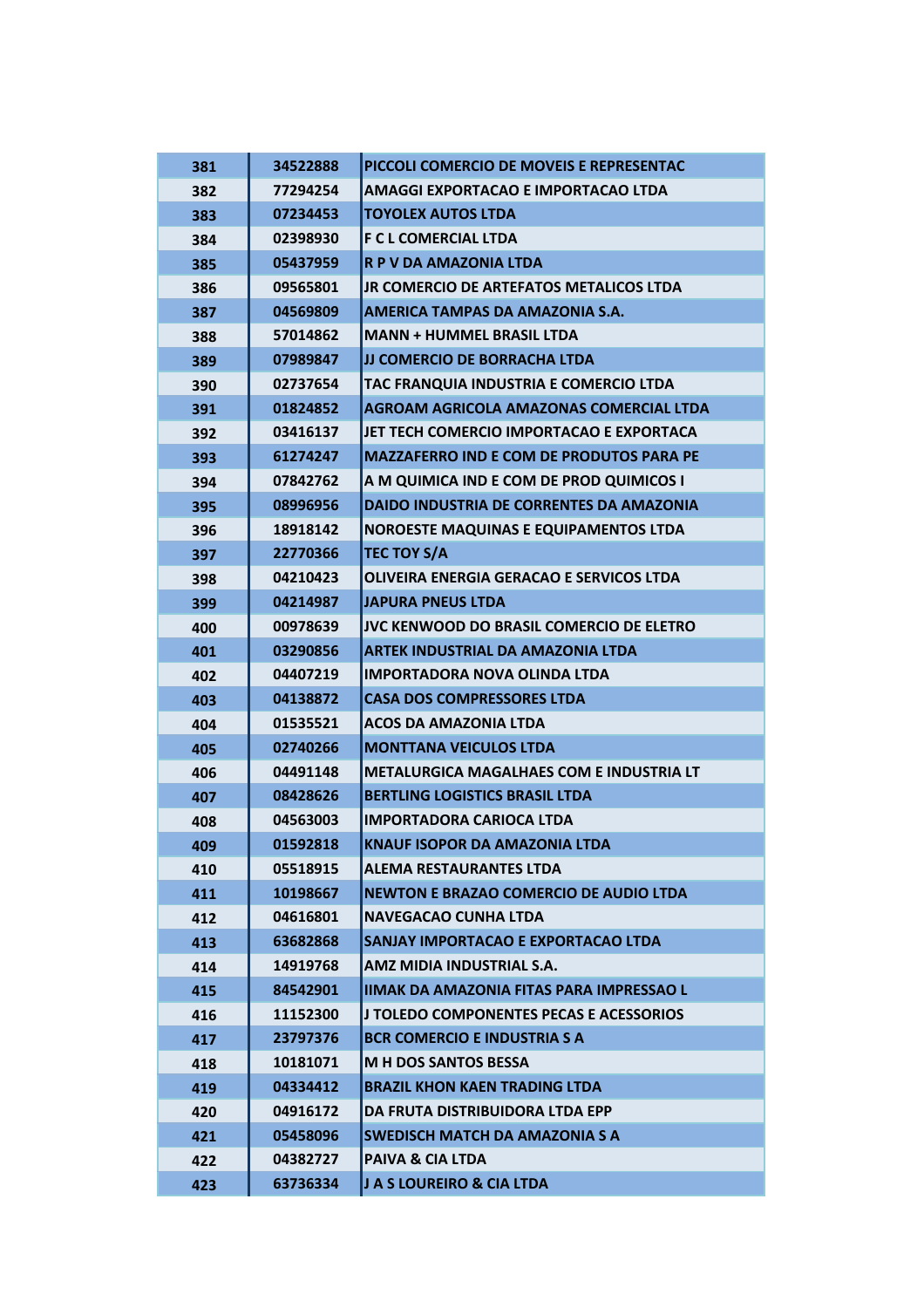| 381 | 34522888 | PICCOLI COMERCIO DE MOVEIS E REPRESENTAC |
|---|---|---|
| 382 | 77294254 | AMAGGI EXPORTACAO E IMPORTACAO LTDA |
| 383 | 07234453 | TOYOLEX AUTOS LTDA |
| 384 | 02398930 | F C L COMERCIAL LTDA |
| 385 | 05437959 | R P V DA AMAZONIA LTDA |
| 386 | 09565801 | JR COMERCIO DE ARTEFATOS METALICOS LTDA |
| 387 | 04569809 | AMERICA TAMPAS DA AMAZONIA S.A. |
| 388 | 57014862 | MANN + HUMMEL BRASIL LTDA |
| 389 | 07989847 | JJ COMERCIO DE BORRACHA LTDA |
| 390 | 02737654 | TAC FRANQUIA INDUSTRIA E COMERCIO LTDA |
| 391 | 01824852 | AGROAM AGRICOLA AMAZONAS COMERCIAL LTDA |
| 392 | 03416137 | JET TECH COMERCIO IMPORTACAO E EXPORTACA |
| 393 | 61274247 | MAZZAFERRO IND E COM DE PRODUTOS PARA PE |
| 394 | 07842762 | A M QUIMICA IND E COM DE PROD QUIMICOS I |
| 395 | 08996956 | DAIDO INDUSTRIA DE CORRENTES DA AMAZONIA |
| 396 | 18918142 | NOROESTE MAQUINAS E EQUIPAMENTOS LTDA |
| 397 | 22770366 | TEC TOY S/A |
| 398 | 04210423 | OLIVEIRA ENERGIA GERACAO E SERVICOS LTDA |
| 399 | 04214987 | JAPURA PNEUS LTDA |
| 400 | 00978639 | JVC KENWOOD DO BRASIL COMERCIO DE ELETRO |
| 401 | 03290856 | ARTEK INDUSTRIAL DA AMAZONIA LTDA |
| 402 | 04407219 | IMPORTADORA NOVA OLINDA LTDA |
| 403 | 04138872 | CASA DOS COMPRESSORES LTDA |
| 404 | 01535521 | ACOS DA AMAZONIA LTDA |
| 405 | 02740266 | MONTTANA VEICULOS LTDA |
| 406 | 04491148 | METALURGICA MAGALHAES COM E INDUSTRIA LT |
| 407 | 08428626 | BERTLING LOGISTICS BRASIL LTDA |
| 408 | 04563003 | IMPORTADORA CARIOCA LTDA |
| 409 | 01592818 | KNAUF ISOPOR DA AMAZONIA LTDA |
| 410 | 05518915 | ALEMA RESTAURANTES LTDA |
| 411 | 10198667 | NEWTON E BRAZAO COMERCIO DE AUDIO LTDA |
| 412 | 04616801 | NAVEGACAO CUNHA LTDA |
| 413 | 63682868 | SANJAY IMPORTACAO E EXPORTACAO LTDA |
| 414 | 14919768 | AMZ MIDIA INDUSTRIAL S.A. |
| 415 | 84542901 | IIMAK DA AMAZONIA FITAS PARA IMPRESSAO L |
| 416 | 11152300 | J TOLEDO COMPONENTES PECAS E ACESSORIOS |
| 417 | 23797376 | BCR COMERCIO E INDUSTRIA S A |
| 418 | 10181071 | M H DOS SANTOS BESSA |
| 419 | 04334412 | BRAZIL KHON KAEN TRADING LTDA |
| 420 | 04916172 | DA FRUTA DISTRIBUIDORA LTDA EPP |
| 421 | 05458096 | SWEDISCH MATCH DA AMAZONIA S A |
| 422 | 04382727 | PAIVA & CIA LTDA |
| 423 | 63736334 | J A S LOUREIRO & CIA LTDA |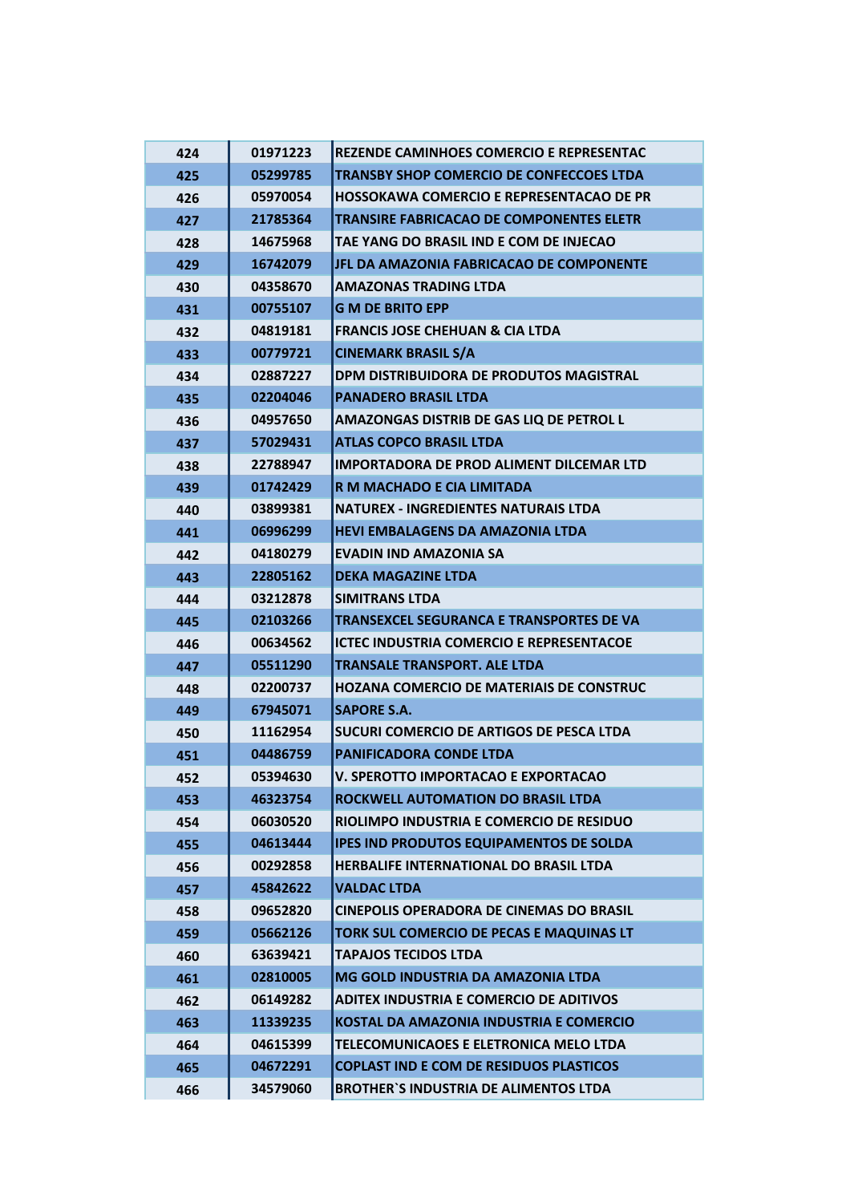| | | |
|---|---|---|
| 424 | 01971223 | REZENDE CAMINHOES COMERCIO E REPRESENTAC |
| 425 | 05299785 | TRANSBY SHOP COMERCIO DE CONFECCOES LTDA |
| 426 | 05970054 | HOSSOKAWA COMERCIO E REPRESENTACAO DE PR |
| 427 | 21785364 | TRANSIRE FABRICACAO DE COMPONENTES ELETR |
| 428 | 14675968 | TAE YANG DO BRASIL IND E COM DE INJECAO |
| 429 | 16742079 | JFL DA AMAZONIA FABRICACAO DE COMPONENTE |
| 430 | 04358670 | AMAZONAS TRADING LTDA |
| 431 | 00755107 | G M DE BRITO EPP |
| 432 | 04819181 | FRANCIS JOSE CHEHUAN & CIA LTDA |
| 433 | 00779721 | CINEMARK BRASIL S/A |
| 434 | 02887227 | DPM DISTRIBUIDORA DE PRODUTOS MAGISTRAL |
| 435 | 02204046 | PANADERO BRASIL LTDA |
| 436 | 04957650 | AMAZONGAS DISTRIB DE GAS LIQ DE PETROL L |
| 437 | 57029431 | ATLAS COPCO BRASIL LTDA |
| 438 | 22788947 | IMPORTADORA DE PROD ALIMENT DILCEMAR LTD |
| 439 | 01742429 | R M MACHADO E CIA LIMITADA |
| 440 | 03899381 | NATUREX - INGREDIENTES NATURAIS LTDA |
| 441 | 06996299 | HEVI EMBALAGENS DA AMAZONIA LTDA |
| 442 | 04180279 | EVADIN IND AMAZONIA SA |
| 443 | 22805162 | DEKA MAGAZINE LTDA |
| 444 | 03212878 | SIMITRANS LTDA |
| 445 | 02103266 | TRANSEXCEL SEGURANCA E TRANSPORTES DE VA |
| 446 | 00634562 | ICTEC INDUSTRIA COMERCIO E REPRESENTACOE |
| 447 | 05511290 | TRANSALE TRANSPORT. ALE LTDA |
| 448 | 02200737 | HOZANA COMERCIO DE MATERIAIS DE CONSTRUC |
| 449 | 67945071 | SAPORE S.A. |
| 450 | 11162954 | SUCURI COMERCIO DE ARTIGOS DE PESCA LTDA |
| 451 | 04486759 | PANIFICADORA CONDE LTDA |
| 452 | 05394630 | V. SPEROTTO IMPORTACAO E EXPORTACAO |
| 453 | 46323754 | ROCKWELL AUTOMATION DO BRASIL LTDA |
| 454 | 06030520 | RIOLIMPO INDUSTRIA E COMERCIO DE RESIDUO |
| 455 | 04613444 | IPES IND PRODUTOS EQUIPAMENTOS DE SOLDA |
| 456 | 00292858 | HERBALIFE INTERNATIONAL DO BRASIL LTDA |
| 457 | 45842622 | VALDAC LTDA |
| 458 | 09652820 | CINEPOLIS OPERADORA DE CINEMAS DO BRASIL |
| 459 | 05662126 | TORK SUL COMERCIO DE PECAS E MAQUINAS LT |
| 460 | 63639421 | TAPAJOS TECIDOS LTDA |
| 461 | 02810005 | MG GOLD INDUSTRIA DA AMAZONIA LTDA |
| 462 | 06149282 | ADITEX INDUSTRIA E COMERCIO DE ADITIVOS |
| 463 | 11339235 | KOSTAL DA AMAZONIA INDUSTRIA E COMERCIO |
| 464 | 04615399 | TELECOMUNICACOES E ELETRONICA MELO LTDA |
| 465 | 04672291 | COPLAST IND E COM DE RESIDUOS PLASTICOS |
| 466 | 34579060 | BROTHER`S INDUSTRIA DE ALIMENTOS LTDA |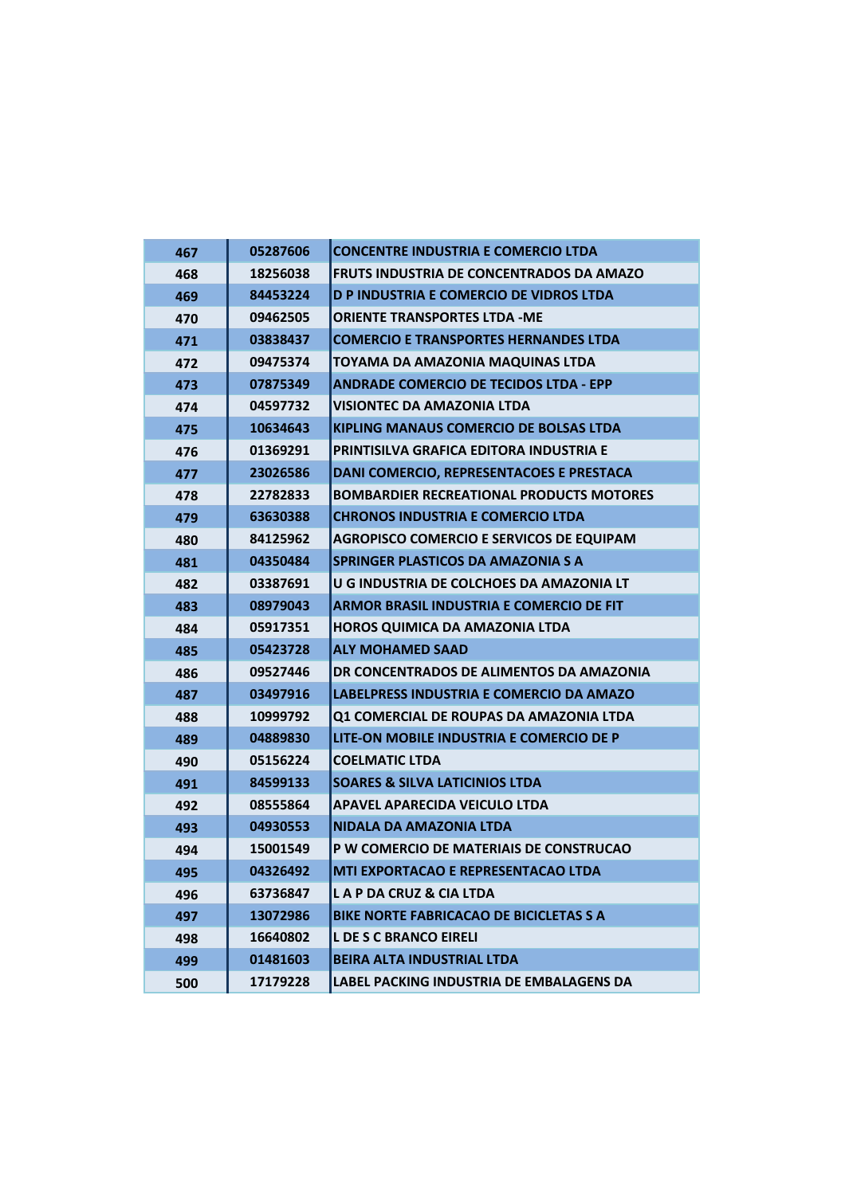| | | |
|---|---|---|
| 467 | 05287606 | CONCENTRE INDUSTRIA E COMERCIO LTDA |
| 468 | 18256038 | FRUTS INDUSTRIA DE CONCENTRADOS DA AMAZO |
| 469 | 84453224 | D P INDUSTRIA E COMERCIO DE VIDROS LTDA |
| 470 | 09462505 | ORIENTE TRANSPORTES LTDA -ME |
| 471 | 03838437 | COMERCIO E TRANSPORTES HERNANDES LTDA |
| 472 | 09475374 | TOYAMA DA AMAZONIA MAQUINAS LTDA |
| 473 | 07875349 | ANDRADE COMERCIO DE TECIDOS LTDA - EPP |
| 474 | 04597732 | VISIONTEC DA AMAZONIA LTDA |
| 475 | 10634643 | KIPLING MANAUS COMERCIO DE BOLSAS LTDA |
| 476 | 01369291 | PRINTISILVA GRAFICA EDITORA INDUSTRIA E |
| 477 | 23026586 | DANI COMERCIO, REPRESENTACOES E PRESTACA |
| 478 | 22782833 | BOMBARDIER RECREATIONAL PRODUCTS MOTORES |
| 479 | 63630388 | CHRONOS INDUSTRIA E COMERCIO LTDA |
| 480 | 84125962 | AGROPISCO COMERCIO E SERVICOS DE EQUIPAM |
| 481 | 04350484 | SPRINGER PLASTICOS DA AMAZONIA S A |
| 482 | 03387691 | U G INDUSTRIA DE COLCHOES DA AMAZONIA LT |
| 483 | 08979043 | ARMOR BRASIL INDUSTRIA E COMERCIO DE FIT |
| 484 | 05917351 | HOROS QUIMICA DA AMAZONIA LTDA |
| 485 | 05423728 | ALY MOHAMED SAAD |
| 486 | 09527446 | DR CONCENTRADOS DE ALIMENTOS DA AMAZONIA |
| 487 | 03497916 | LABELPRESS INDUSTRIA E COMERCIO DA AMAZO |
| 488 | 10999792 | Q1 COMERCIAL DE ROUPAS DA AMAZONIA LTDA |
| 489 | 04889830 | LITE-ON MOBILE INDUSTRIA E COMERCIO DE P |
| 490 | 05156224 | COELMATIC LTDA |
| 491 | 84599133 | SOARES & SILVA LATICINIOS LTDA |
| 492 | 08555864 | APAVEL APARECIDA VEICULO LTDA |
| 493 | 04930553 | NIDALA DA AMAZONIA LTDA |
| 494 | 15001549 | P W COMERCIO DE MATERIAIS DE CONSTRUCAO |
| 495 | 04326492 | MTI EXPORTACAO E REPRESENTACAO LTDA |
| 496 | 63736847 | L A P DA CRUZ & CIA LTDA |
| 497 | 13072986 | BIKE NORTE FABRICACAO DE BICICLETAS S A |
| 498 | 16640802 | L DE S C BRANCO EIRELI |
| 499 | 01481603 | BEIRA ALTA INDUSTRIAL LTDA |
| 500 | 17179228 | LABEL PACKING INDUSTRIA DE EMBALAGENS DA |